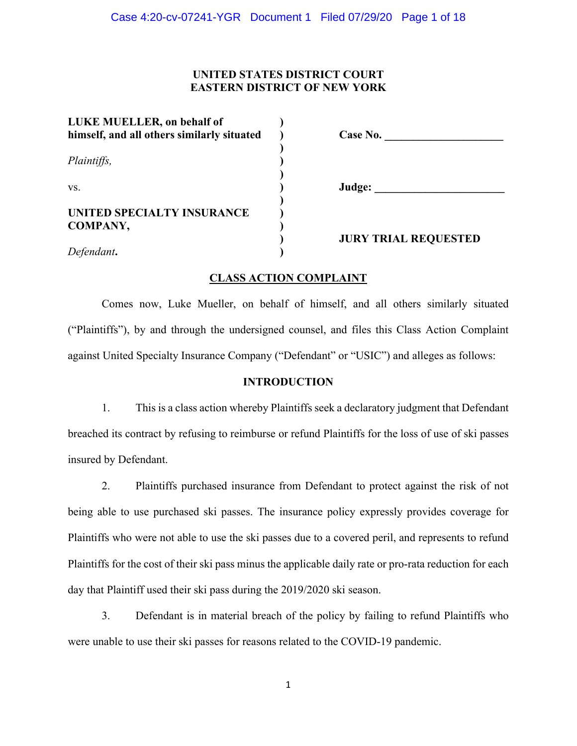**UNITED STATES DISTRICT COURT**
**EASTERN DISTRICT OF NEW YORK**

| | | |
|---|---|---|
| **LUKE MUELLER, on behalf of himself, and all others similarly situated** | ) | **Case No.** ____________________ |
| *Plaintiffs,* | ) | |
| vs. | ) | **Judge:** ______________________ |
| **UNITED SPECIALTY INSURANCE COMPANY,** | ) | |
| *Defendant***.** | ) | **JURY TRIAL REQUESTED** |

**CLASS ACTION COMPLAINT**

Comes now, Luke Mueller, on behalf of himself, and all others similarly situated ("Plaintiffs"), by and through the undersigned counsel, and files this Class Action Complaint against United Specialty Insurance Company ("Defendant" or "USIC") and alleges as follows:

**INTRODUCTION**

1. This is a class action whereby Plaintiffs seek a declaratory judgment that Defendant breached its contract by refusing to reimburse or refund Plaintiffs for the loss of use of ski passes insured by Defendant.

2. Plaintiffs purchased insurance from Defendant to protect against the risk of not being able to use purchased ski passes. The insurance policy expressly provides coverage for Plaintiffs who were not able to use the ski passes due to a covered peril, and represents to refund Plaintiffs for the cost of their ski pass minus the applicable daily rate or pro-rata reduction for each day that Plaintiff used their ski pass during the 2019/2020 ski season.

3. Defendant is in material breach of the policy by failing to refund Plaintiffs who were unable to use their ski passes for reasons related to the COVID-19 pandemic.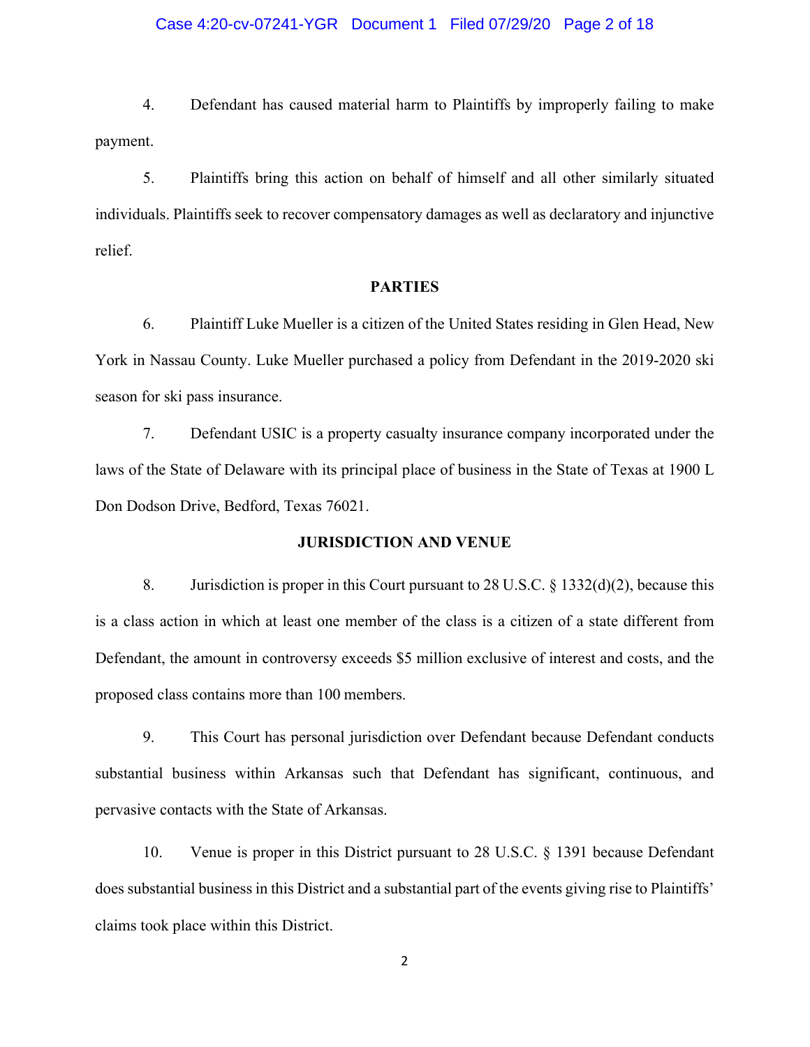4. Defendant has caused material harm to Plaintiffs by improperly failing to make payment.

5. Plaintiffs bring this action on behalf of himself and all other similarly situated individuals. Plaintiffs seek to recover compensatory damages as well as declaratory and injunctive relief.

**PARTIES**

6. Plaintiff Luke Mueller is a citizen of the United States residing in Glen Head, New York in Nassau County. Luke Mueller purchased a policy from Defendant in the 2019-2020 ski season for ski pass insurance.

7. Defendant USIC is a property casualty insurance company incorporated under the laws of the State of Delaware with its principal place of business in the State of Texas at 1900 L Don Dodson Drive, Bedford, Texas 76021.

**JURISDICTION AND VENUE**

8. Jurisdiction is proper in this Court pursuant to 28 U.S.C. § 1332(d)(2), because this is a class action in which at least one member of the class is a citizen of a state different from Defendant, the amount in controversy exceeds $5 million exclusive of interest and costs, and the proposed class contains more than 100 members.

9. This Court has personal jurisdiction over Defendant because Defendant conducts substantial business within Arkansas such that Defendant has significant, continuous, and pervasive contacts with the State of Arkansas.

10. Venue is proper in this District pursuant to 28 U.S.C. § 1391 because Defendant does substantial business in this District and a substantial part of the events giving rise to Plaintiffs' claims took place within this District.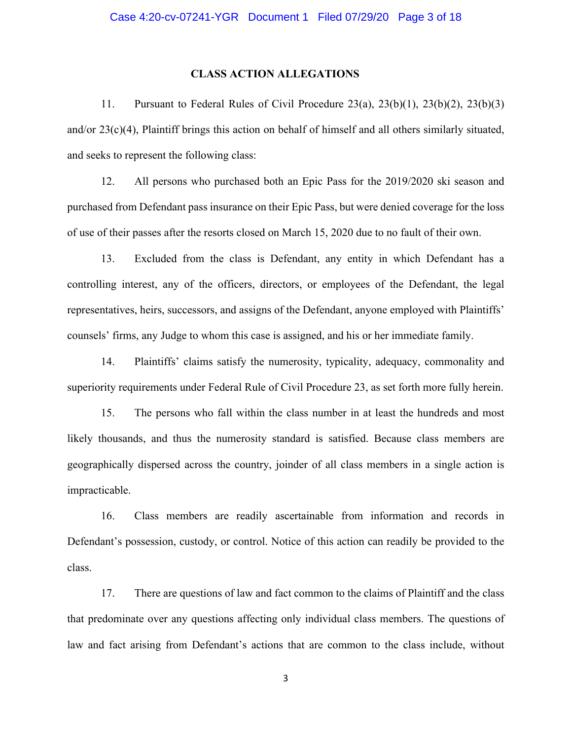## CLASS ACTION ALLEGATIONS

11. Pursuant to Federal Rules of Civil Procedure 23(a), 23(b)(1), 23(b)(2), 23(b)(3) and/or 23(c)(4), Plaintiff brings this action on behalf of himself and all others similarly situated, and seeks to represent the following class:

12. All persons who purchased both an Epic Pass for the 2019/2020 ski season and purchased from Defendant pass insurance on their Epic Pass, but were denied coverage for the loss of use of their passes after the resorts closed on March 15, 2020 due to no fault of their own.

13. Excluded from the class is Defendant, any entity in which Defendant has a controlling interest, any of the officers, directors, or employees of the Defendant, the legal representatives, heirs, successors, and assigns of the Defendant, anyone employed with Plaintiffs' counsels' firms, any Judge to whom this case is assigned, and his or her immediate family.

14. Plaintiffs' claims satisfy the numerosity, typicality, adequacy, commonality and superiority requirements under Federal Rule of Civil Procedure 23, as set forth more fully herein.

15. The persons who fall within the class number in at least the hundreds and most likely thousands, and thus the numerosity standard is satisfied. Because class members are geographically dispersed across the country, joinder of all class members in a single action is impracticable.

16. Class members are readily ascertainable from information and records in Defendant's possession, custody, or control. Notice of this action can readily be provided to the class.

17. There are questions of law and fact common to the claims of Plaintiff and the class that predominate over any questions affecting only individual class members. The questions of law and fact arising from Defendant's actions that are common to the class include, without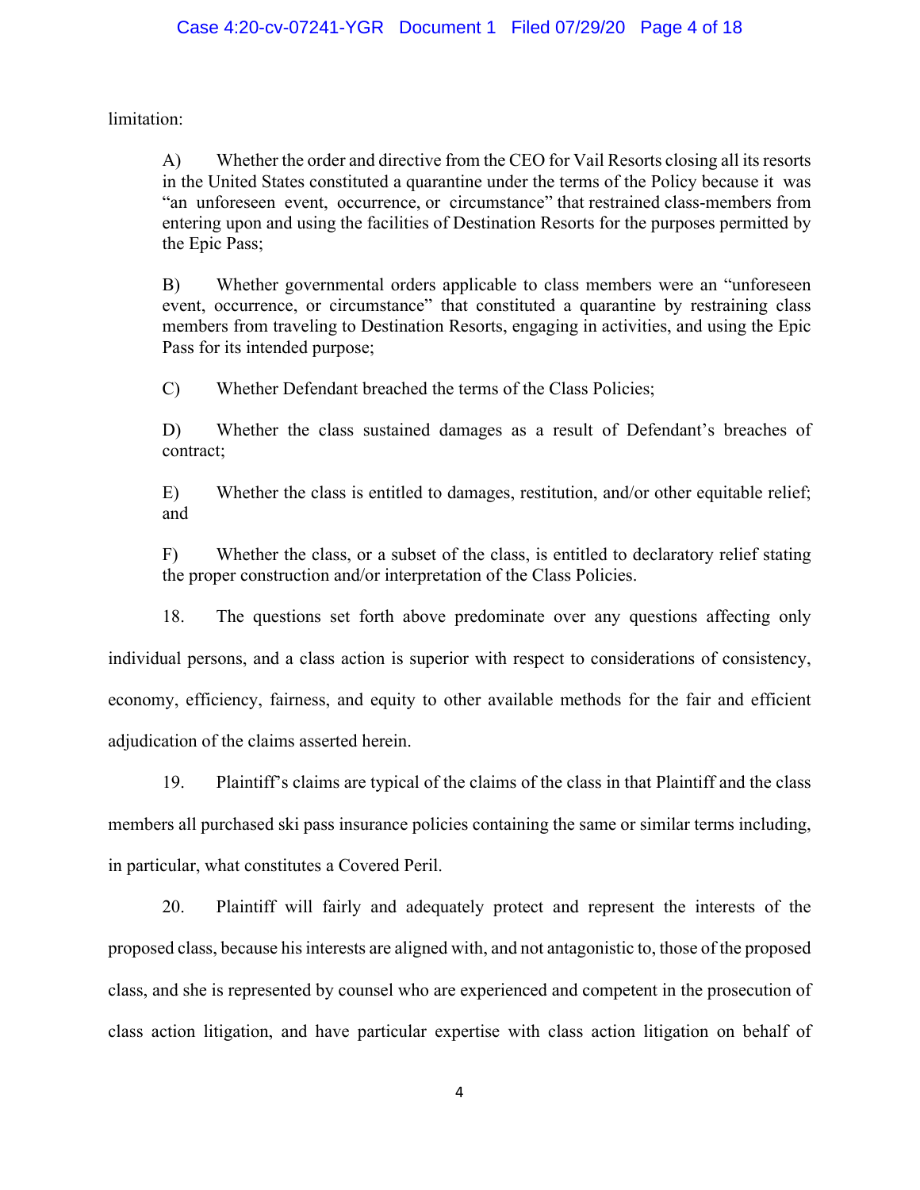limitation:

> A) Whether the order and directive from the CEO for Vail Resorts closing all its resorts in the United States constituted a quarantine under the terms of the Policy because it was "an unforeseen event, occurrence, or circumstance" that restrained class-members from entering upon and using the facilities of Destination Resorts for the purposes permitted by the Epic Pass;
>
> B) Whether governmental orders applicable to class members were an "unforeseen event, occurrence, or circumstance" that constituted a quarantine by restraining class members from traveling to Destination Resorts, engaging in activities, and using the Epic Pass for its intended purpose;
>
> C) Whether Defendant breached the terms of the Class Policies;
>
> D) Whether the class sustained damages as a result of Defendant's breaches of contract;
>
> E) Whether the class is entitled to damages, restitution, and/or other equitable relief; and
>
> F) Whether the class, or a subset of the class, is entitled to declaratory relief stating the proper construction and/or interpretation of the Class Policies.

18. The questions set forth above predominate over any questions affecting only individual persons, and a class action is superior with respect to considerations of consistency, economy, efficiency, fairness, and equity to other available methods for the fair and efficient adjudication of the claims asserted herein.

19. Plaintiff's claims are typical of the claims of the class in that Plaintiff and the class members all purchased ski pass insurance policies containing the same or similar terms including, in particular, what constitutes a Covered Peril.

20. Plaintiff will fairly and adequately protect and represent the interests of the proposed class, because his interests are aligned with, and not antagonistic to, those of the proposed class, and she is represented by counsel who are experienced and competent in the prosecution of class action litigation, and have particular expertise with class action litigation on behalf of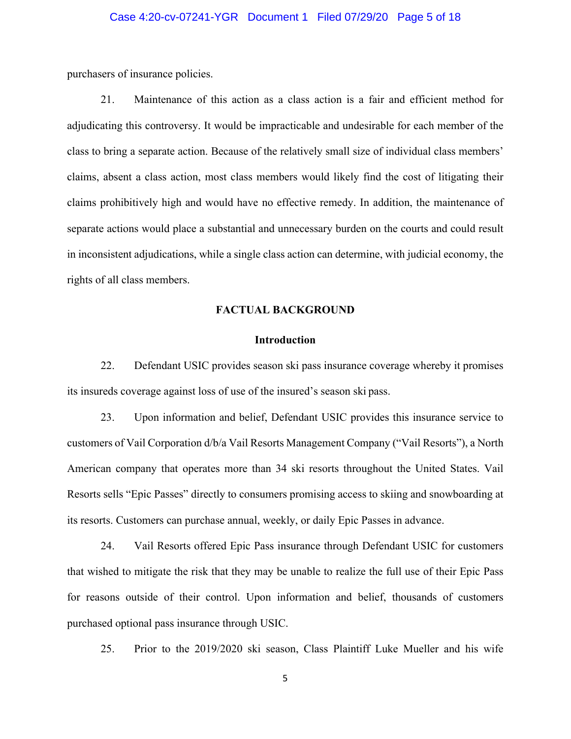purchasers of insurance policies.

21. Maintenance of this action as a class action is a fair and efficient method for adjudicating this controversy. It would be impracticable and undesirable for each member of the class to bring a separate action. Because of the relatively small size of individual class members' claims, absent a class action, most class members would likely find the cost of litigating their claims prohibitively high and would have no effective remedy. In addition, the maintenance of separate actions would place a substantial and unnecessary burden on the courts and could result in inconsistent adjudications, while a single class action can determine, with judicial economy, the rights of all class members.

## FACTUAL BACKGROUND

### Introduction

22. Defendant USIC provides season ski pass insurance coverage whereby it promises its insureds coverage against loss of use of the insured's season ski pass.

23. Upon information and belief, Defendant USIC provides this insurance service to customers of Vail Corporation d/b/a Vail Resorts Management Company ("Vail Resorts"), a North American company that operates more than 34 ski resorts throughout the United States. Vail Resorts sells "Epic Passes" directly to consumers promising access to skiing and snowboarding at its resorts. Customers can purchase annual, weekly, or daily Epic Passes in advance.

24. Vail Resorts offered Epic Pass insurance through Defendant USIC for customers that wished to mitigate the risk that they may be unable to realize the full use of their Epic Pass for reasons outside of their control. Upon information and belief, thousands of customers purchased optional pass insurance through USIC.

25. Prior to the 2019/2020 ski season, Class Plaintiff Luke Mueller and his wife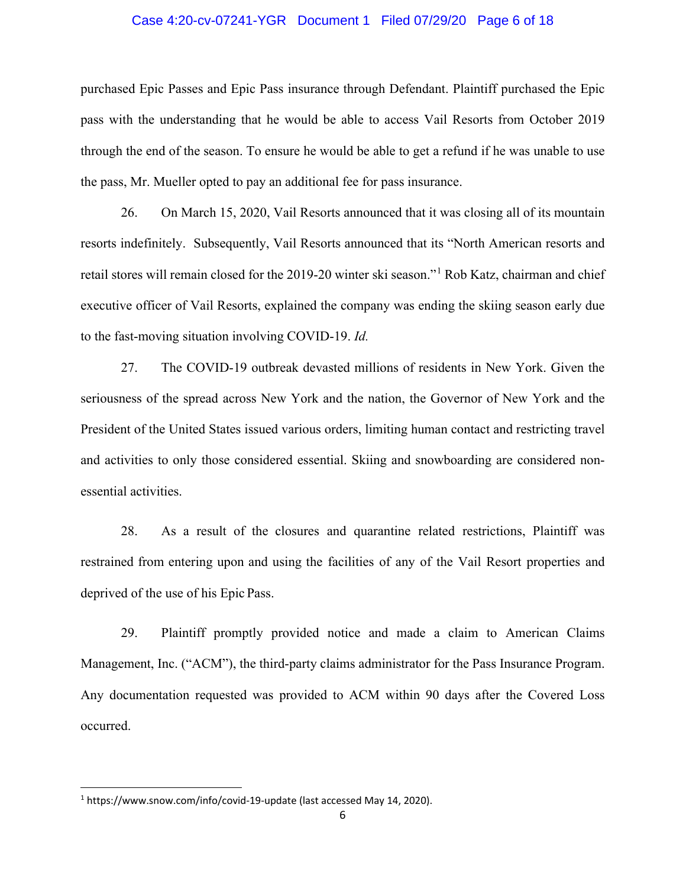purchased Epic Passes and Epic Pass insurance through Defendant. Plaintiff purchased the Epic pass with the understanding that he would be able to access Vail Resorts from October 2019 through the end of the season. To ensure he would be able to get a refund if he was unable to use the pass, Mr. Mueller opted to pay an additional fee for pass insurance.

26. On March 15, 2020, Vail Resorts announced that it was closing all of its mountain resorts indefinitely. Subsequently, Vail Resorts announced that its "North American resorts and retail stores will remain closed for the 2019-20 winter ski season."[1] Rob Katz, chairman and chief executive officer of Vail Resorts, explained the company was ending the skiing season early due to the fast-moving situation involving COVID-19. *Id.*

27. The COVID-19 outbreak devasted millions of residents in New York. Given the seriousness of the spread across New York and the nation, the Governor of New York and the President of the United States issued various orders, limiting human contact and restricting travel and activities to only those considered essential. Skiing and snowboarding are considered non-essential activities.

28. As a result of the closures and quarantine related restrictions, Plaintiff was restrained from entering upon and using the facilities of any of the Vail Resort properties and deprived of the use of his Epic Pass.

29. Plaintiff promptly provided notice and made a claim to American Claims Management, Inc. ("ACM"), the third-party claims administrator for the Pass Insurance Program. Any documentation requested was provided to ACM within 90 days after the Covered Loss occurred.

---

[1] https://www.snow.com/info/covid-19-update (last accessed May 14, 2020).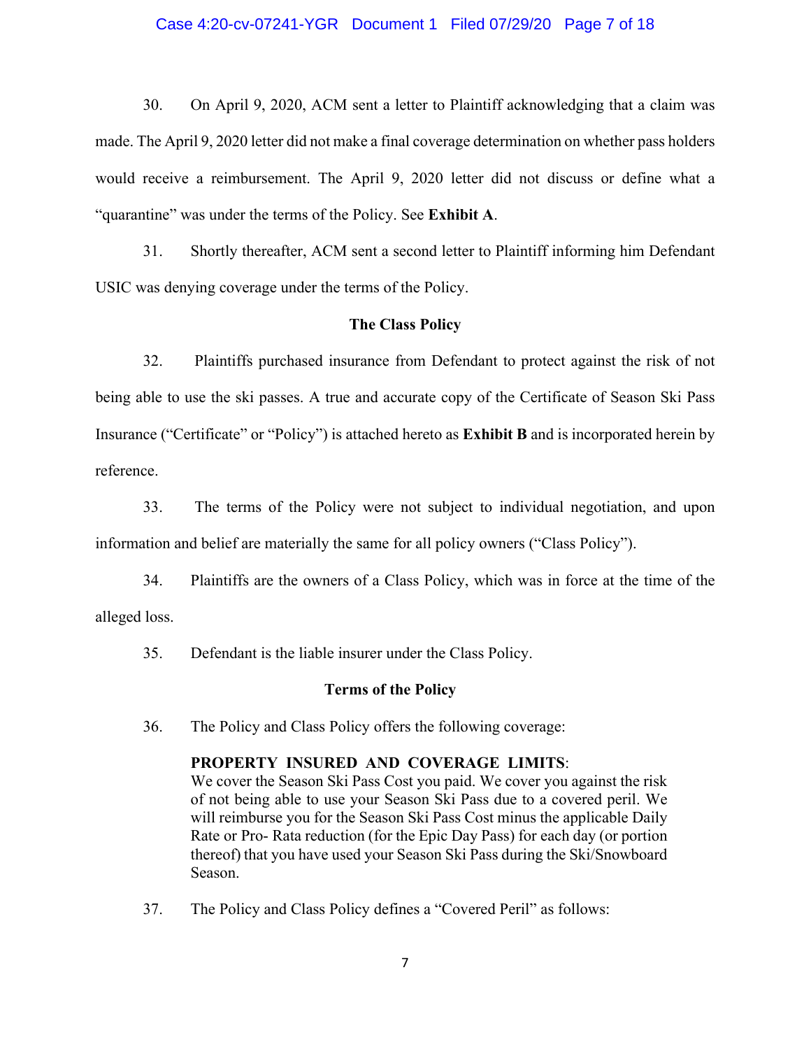30. On April 9, 2020, ACM sent a letter to Plaintiff acknowledging that a claim was made. The April 9, 2020 letter did not make a final coverage determination on whether pass holders would receive a reimbursement. The April 9, 2020 letter did not discuss or define what a "quarantine" was under the terms of the Policy. See **Exhibit A**.

31. Shortly thereafter, ACM sent a second letter to Plaintiff informing him Defendant USIC was denying coverage under the terms of the Policy.

**The Class Policy**

32. Plaintiffs purchased insurance from Defendant to protect against the risk of not being able to use the ski passes. A true and accurate copy of the Certificate of Season Ski Pass Insurance ("Certificate" or "Policy") is attached hereto as **Exhibit B** and is incorporated herein by reference.

33. The terms of the Policy were not subject to individual negotiation, and upon information and belief are materially the same for all policy owners ("Class Policy").

34. Plaintiffs are the owners of a Class Policy, which was in force at the time of the alleged loss.

35. Defendant is the liable insurer under the Class Policy.

**Terms of the Policy**

36. The Policy and Class Policy offers the following coverage:

> **PROPERTY INSURED AND COVERAGE LIMITS**:
> We cover the Season Ski Pass Cost you paid. We cover you against the risk of not being able to use your Season Ski Pass due to a covered peril. We will reimburse you for the Season Ski Pass Cost minus the applicable Daily Rate or Pro- Rata reduction (for the Epic Day Pass) for each day (or portion thereof) that you have used your Season Ski Pass during the Ski/Snowboard Season.

37. The Policy and Class Policy defines a "Covered Peril" as follows: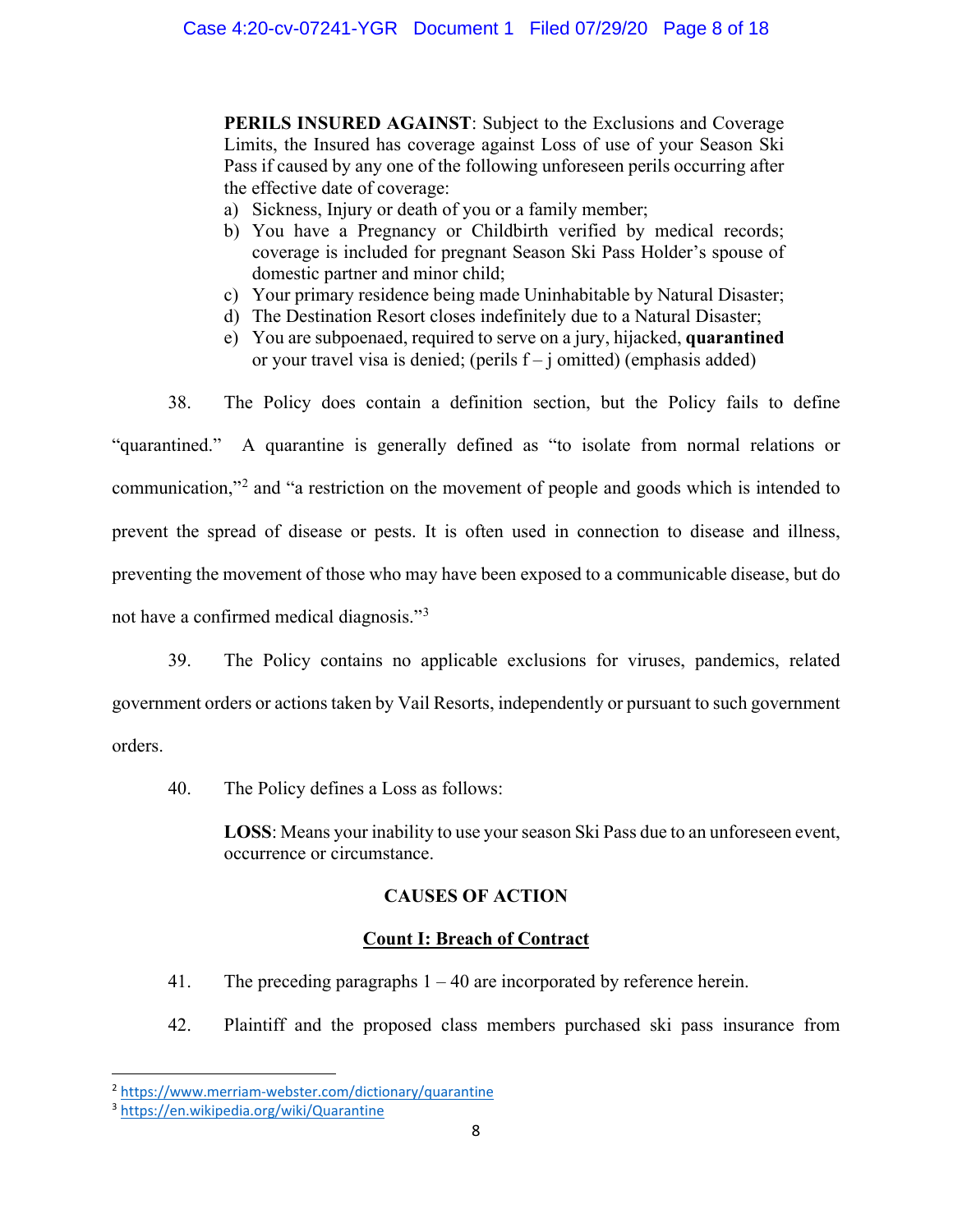> **PERILS INSURED AGAINST**: Subject to the Exclusions and Coverage Limits, the Insured has coverage against Loss of use of your Season Ski Pass if caused by any one of the following unforeseen perils occurring after the effective date of coverage:
>
> a) Sickness, Injury or death of you or a family member;
> b) You have a Pregnancy or Childbirth verified by medical records; coverage is included for pregnant Season Ski Pass Holder's spouse of domestic partner and minor child;
> c) Your primary residence being made Uninhabitable by Natural Disaster;
> d) The Destination Resort closes indefinitely due to a Natural Disaster;
> e) You are subpoenaed, required to serve on a jury, hijacked, **quarantined** or your travel visa is denied; (perils f – j omitted) (emphasis added)

38. The Policy does contain a definition section, but the Policy fails to define "quarantined." A quarantine is generally defined as "to isolate from normal relations or communication,"[2] and "a restriction on the movement of people and goods which is intended to prevent the spread of disease or pests. It is often used in connection to disease and illness, preventing the movement of those who may have been exposed to a communicable disease, but do not have a confirmed medical diagnosis."[3]

39. The Policy contains no applicable exclusions for viruses, pandemics, related government orders or actions taken by Vail Resorts, independently or pursuant to such government orders.

40. The Policy defines a Loss as follows:

> **LOSS**: Means your inability to use your season Ski Pass due to an unforeseen event, occurrence or circumstance.

## CAUSES OF ACTION

### Count I: Breach of Contract

41. The preceding paragraphs 1 – 40 are incorporated by reference herein.

42. Plaintiff and the proposed class members purchased ski pass insurance from

---

[2] https://www.merriam-webster.com/dictionary/quarantine

[3] https://en.wikipedia.org/wiki/Quarantine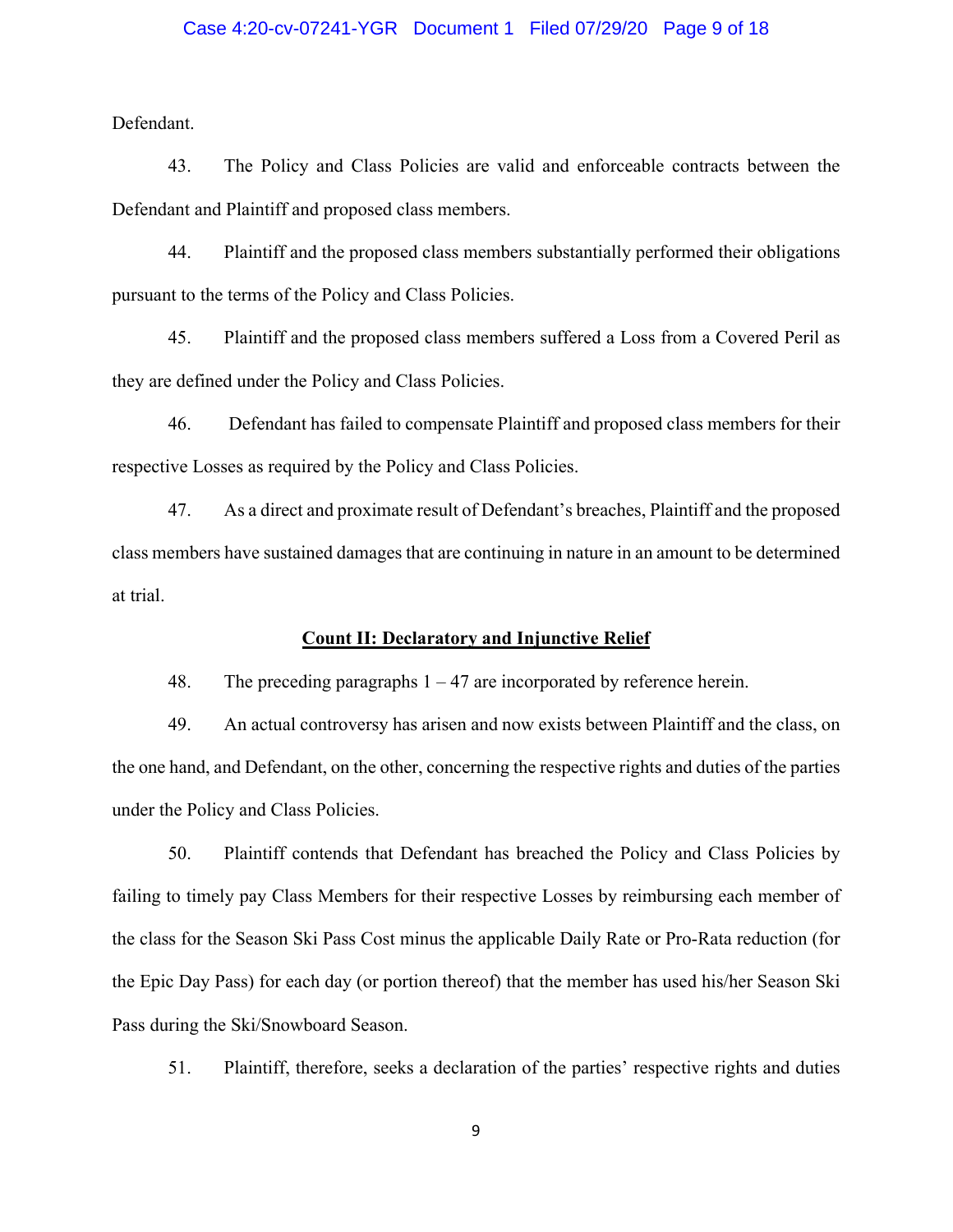Defendant.

43. The Policy and Class Policies are valid and enforceable contracts between the Defendant and Plaintiff and proposed class members.

44. Plaintiff and the proposed class members substantially performed their obligations pursuant to the terms of the Policy and Class Policies.

45. Plaintiff and the proposed class members suffered a Loss from a Covered Peril as they are defined under the Policy and Class Policies.

46. Defendant has failed to compensate Plaintiff and proposed class members for their respective Losses as required by the Policy and Class Policies.

47. As a direct and proximate result of Defendant's breaches, Plaintiff and the proposed class members have sustained damages that are continuing in nature in an amount to be determined at trial.

**Count II: Declaratory and Injunctive Relief**

48. The preceding paragraphs 1 – 47 are incorporated by reference herein.

49. An actual controversy has arisen and now exists between Plaintiff and the class, on the one hand, and Defendant, on the other, concerning the respective rights and duties of the parties under the Policy and Class Policies.

50. Plaintiff contends that Defendant has breached the Policy and Class Policies by failing to timely pay Class Members for their respective Losses by reimbursing each member of the class for the Season Ski Pass Cost minus the applicable Daily Rate or Pro-Rata reduction (for the Epic Day Pass) for each day (or portion thereof) that the member has used his/her Season Ski Pass during the Ski/Snowboard Season.

51. Plaintiff, therefore, seeks a declaration of the parties' respective rights and duties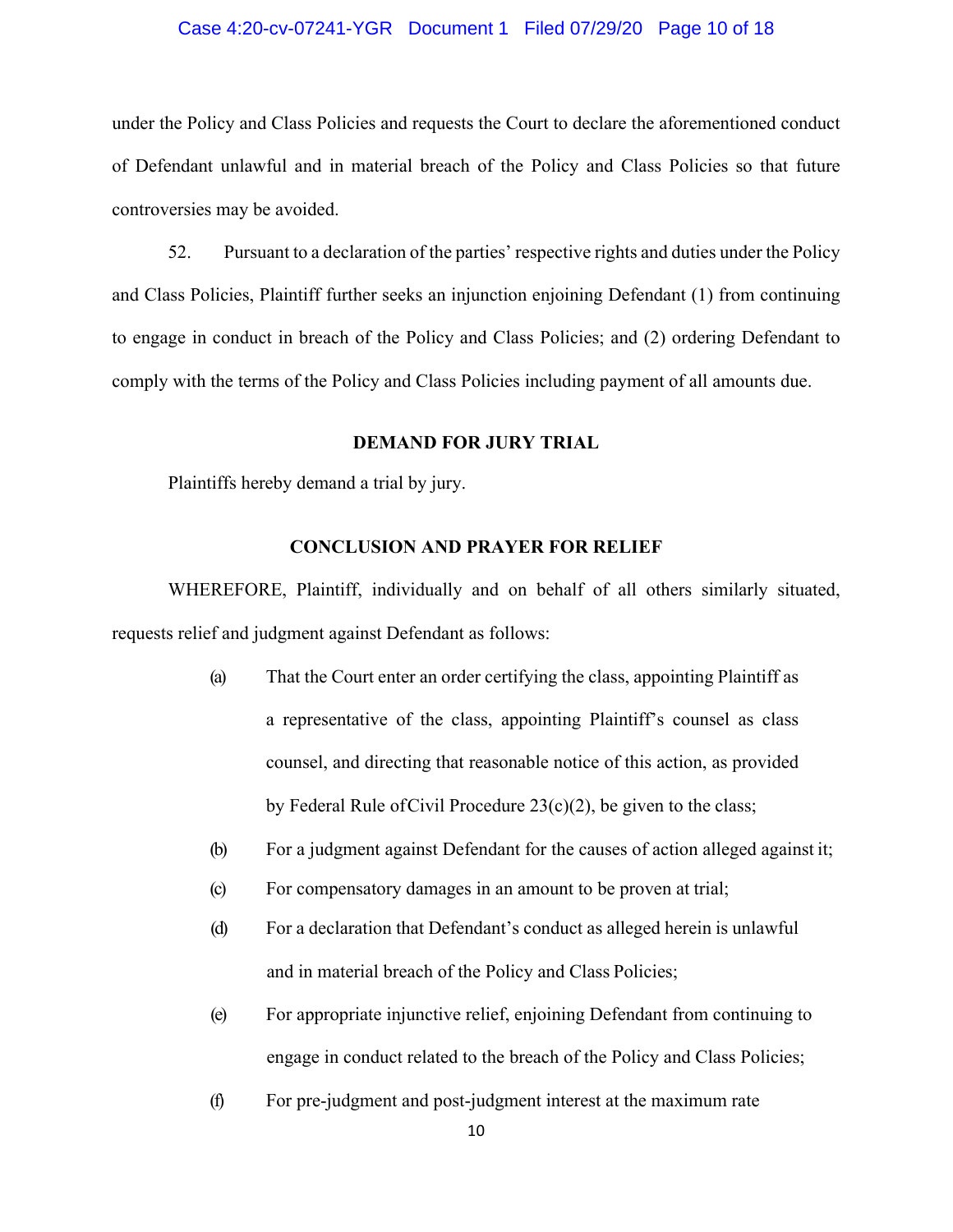under the Policy and Class Policies and requests the Court to declare the aforementioned conduct of Defendant unlawful and in material breach of the Policy and Class Policies so that future controversies may be avoided.

52. Pursuant to a declaration of the parties' respective rights and duties under the Policy and Class Policies, Plaintiff further seeks an injunction enjoining Defendant (1) from continuing to engage in conduct in breach of the Policy and Class Policies; and (2) ordering Defendant to comply with the terms of the Policy and Class Policies including payment of all amounts due.

**DEMAND FOR JURY TRIAL**

Plaintiffs hereby demand a trial by jury.

**CONCLUSION AND PRAYER FOR RELIEF**

WHEREFORE, Plaintiff, individually and on behalf of all others similarly situated, requests relief and judgment against Defendant as follows:

(a) That the Court enter an order certifying the class, appointing Plaintiff as a representative of the class, appointing Plaintiff's counsel as class counsel, and directing that reasonable notice of this action, as provided by Federal Rule ofCivil Procedure 23(c)(2), be given to the class;

(b) For a judgment against Defendant for the causes of action alleged against it;

(c) For compensatory damages in an amount to be proven at trial;

(d) For a declaration that Defendant's conduct as alleged herein is unlawful and in material breach of the Policy and Class Policies;

(e) For appropriate injunctive relief, enjoining Defendant from continuing to engage in conduct related to the breach of the Policy and Class Policies;

(f) For pre-judgment and post-judgment interest at the maximum rate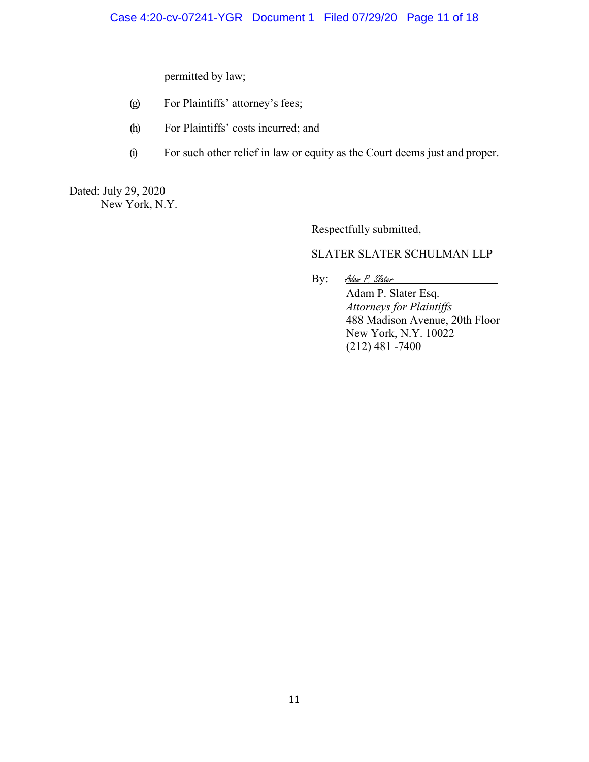permitted by law;

(g) For Plaintiffs' attorney's fees;

(h) For Plaintiffs' costs incurred; and

(i) For such other relief in law or equity as the Court deems just and proper.

Dated: July 29, 2020
New York, N.Y.

Respectfully submitted,

SLATER SLATER SCHULMAN LLP

By: *Adam P. Slater*
Adam P. Slater Esq.
*Attorneys for Plaintiffs*
488 Madison Avenue, 20th Floor
New York, N.Y. 10022
(212) 481 -7400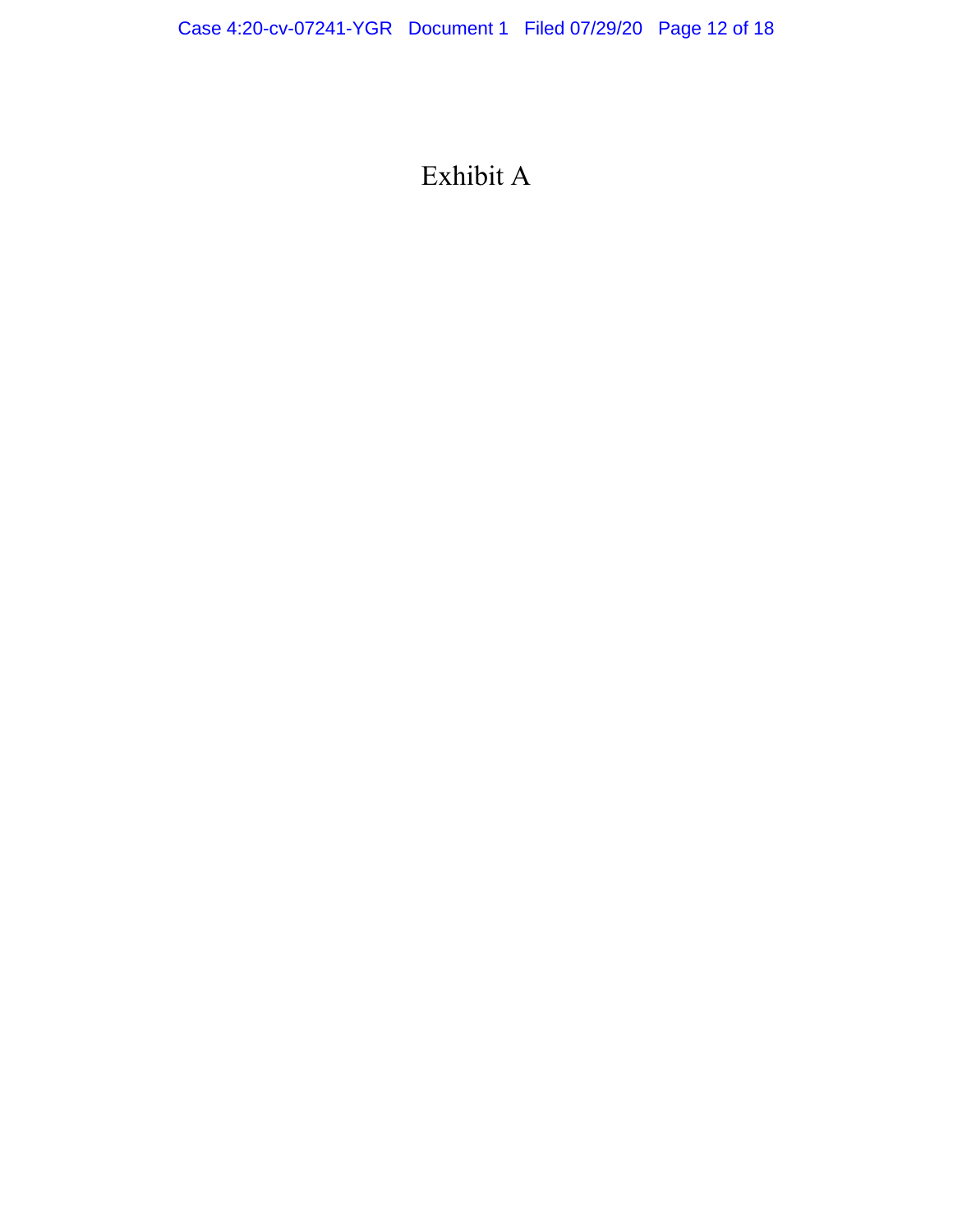# Exhibit A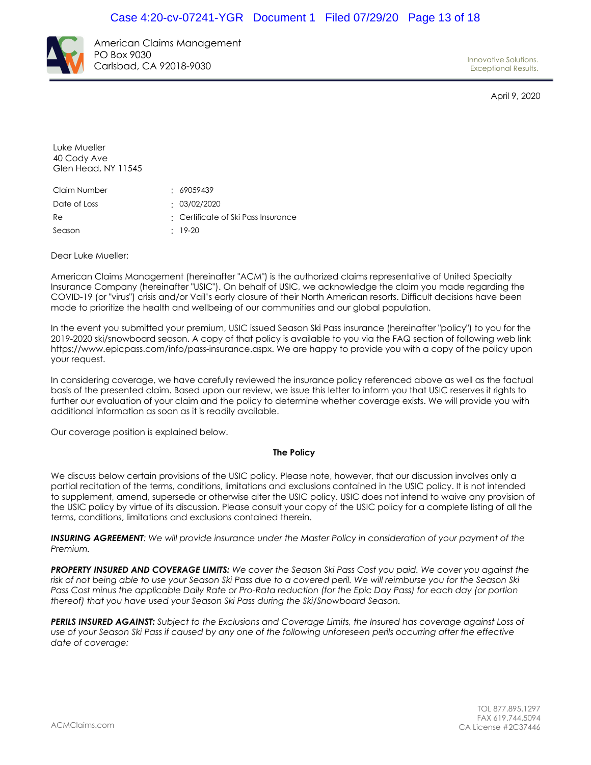American Claims Management
PO Box 9030
Carlsbad, CA 92018-9030

Innovative Solutions.
Exceptional Results.

April 9, 2020

Luke Mueller
40 Cody Ave
Glen Head, NY 11545

| | |
|---|---|
| Claim Number | : 69059439 |
| Date of Loss | : 03/02/2020 |
| Re | : Certificate of Ski Pass Insurance |
| Season | : 19-20 |

Dear Luke Mueller:

American Claims Management (hereinafter "ACM") is the authorized claims representative of United Specialty Insurance Company (hereinafter "USIC"). On behalf of USIC, we acknowledge the claim you made regarding the COVID-19 (or "virus") crisis and/or Vail's early closure of their North American resorts. Difficult decisions have been made to prioritize the health and wellbeing of our communities and our global population.

In the event you submitted your premium, USIC issued Season Ski Pass insurance (hereinafter "policy") to you for the 2019-2020 ski/snowboard season. A copy of that policy is available to you via the FAQ section of following web link https://www.epicpass.com/info/pass-insurance.aspx. We are happy to provide you with a copy of the policy upon your request.

In considering coverage, we have carefully reviewed the insurance policy referenced above as well as the factual basis of the presented claim. Based upon our review, we issue this letter to inform you that USIC reserves it rights to further our evaluation of your claim and the policy to determine whether coverage exists. We will provide you with additional information as soon as it is readily available.

Our coverage position is explained below.

**The Policy**

We discuss below certain provisions of the USIC policy. Please note, however, that our discussion involves only a partial recitation of the terms, conditions, limitations and exclusions contained in the USIC policy. It is not intended to supplement, amend, supersede or otherwise alter the USIC policy. USIC does not intend to waive any provision of the USIC policy by virtue of its discussion. Please consult your copy of the USIC policy for a complete listing of all the terms, conditions, limitations and exclusions contained therein.

***INSURING AGREEMENT****: We will provide insurance under the Master Policy in consideration of your payment of the Premium.*

***PROPERTY INSURED AND COVERAGE LIMITS:*** *We cover the Season Ski Pass Cost you paid. We cover you against the risk of not being able to use your Season Ski Pass due to a covered peril. We will reimburse you for the Season Ski Pass Cost minus the applicable Daily Rate or Pro-Rata reduction (for the Epic Day Pass) for each day (or portion thereof) that you have used your Season Ski Pass during the Ski/Snowboard Season.*

***PERILS INSURED AGAINST:*** *Subject to the Exclusions and Coverage Limits, the Insured has coverage against Loss of use of your Season Ski Pass if caused by any one of the following unforeseen perils occurring after the effective date of coverage:*

ACMClaims.com

TOL 877.895.1297
FAX 619.744.5094
CA License #2C37446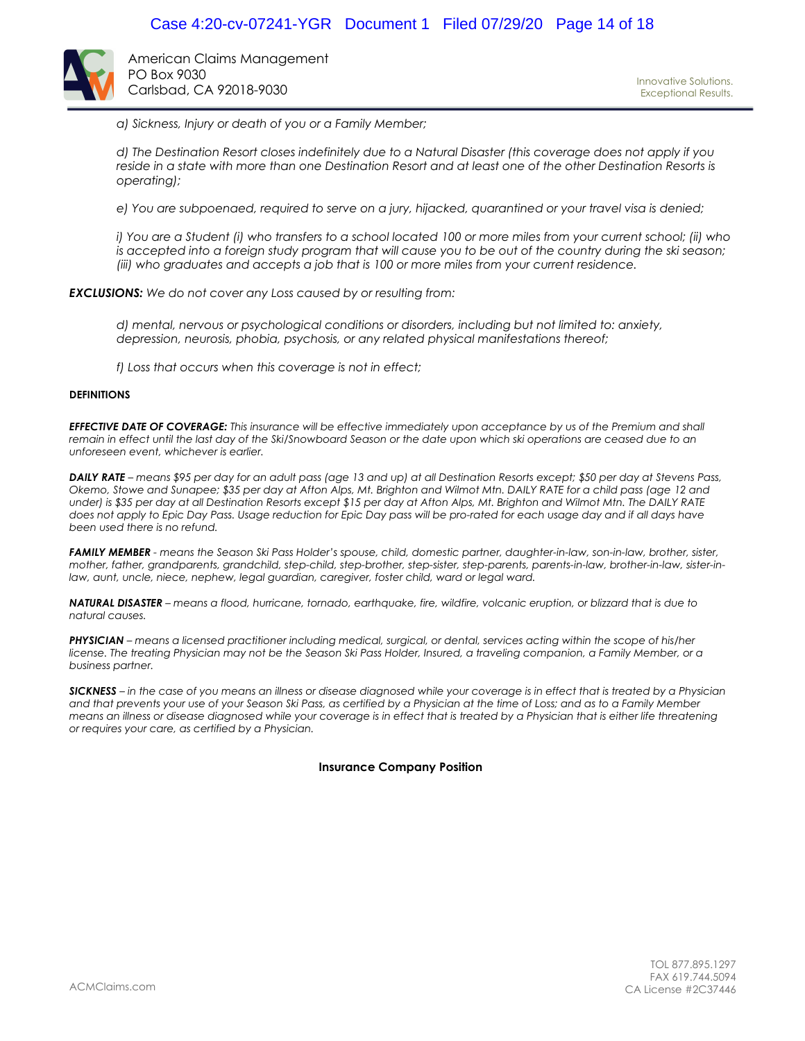American Claims Management
PO Box 9030
Carlsbad, CA 92018-9030

Innovative Solutions.
Exceptional Results.

> *a) Sickness, Injury or death of you or a Family Member;*
>
> *d) The Destination Resort closes indefinitely due to a Natural Disaster (this coverage does not apply if you reside in a state with more than one Destination Resort and at least one of the other Destination Resorts is operating);*
>
> *e) You are subpoenaed, required to serve on a jury, hijacked, quarantined or your travel visa is denied;*
>
> *i) You are a Student (i) who transfers to a school located 100 or more miles from your current school; (ii) who is accepted into a foreign study program that will cause you to be out of the country during the ski season; (iii) who graduates and accepts a job that is 100 or more miles from your current residence.*

***EXCLUSIONS:*** *We do not cover any Loss caused by or resulting from:*

> *d) mental, nervous or psychological conditions or disorders, including but not limited to: anxiety, depression, neurosis, phobia, psychosis, or any related physical manifestations thereof;*
>
> *f) Loss that occurs when this coverage is not in effect;*

**DEFINITIONS**

***EFFECTIVE DATE OF COVERAGE:*** *This insurance will be effective immediately upon acceptance by us of the Premium and shall remain in effect until the last day of the Ski/Snowboard Season or the date upon which ski operations are ceased due to an unforeseen event, whichever is earlier.*

***DAILY RATE*** *– means $95 per day for an adult pass (age 13 and up) at all Destination Resorts except; $50 per day at Stevens Pass, Okemo, Stowe and Sunapee; $35 per day at Afton Alps, Mt. Brighton and Wilmot Mtn. DAILY RATE for a child pass (age 12 and under) is $35 per day at all Destination Resorts except $15 per day at Afton Alps, Mt. Brighton and Wilmot Mtn. The DAILY RATE does not apply to Epic Day Pass. Usage reduction for Epic Day pass will be pro-rated for each usage day and if all days have been used there is no refund.*

***FAMILY MEMBER*** *- means the Season Ski Pass Holder's spouse, child, domestic partner, daughter-in-law, son-in-law, brother, sister, mother, father, grandparents, grandchild, step-child, step-brother, step-sister, step-parents, parents-in-law, brother-in-law, sister-in-law, aunt, uncle, niece, nephew, legal guardian, caregiver, foster child, ward or legal ward.*

***NATURAL DISASTER*** *– means a flood, hurricane, tornado, earthquake, fire, wildfire, volcanic eruption, or blizzard that is due to natural causes.*

***PHYSICIAN*** *– means a licensed practitioner including medical, surgical, or dental, services acting within the scope of his/her license. The treating Physician may not be the Season Ski Pass Holder, Insured, a traveling companion, a Family Member, or a business partner.*

***SICKNESS*** *– in the case of you means an illness or disease diagnosed while your coverage is in effect that is treated by a Physician and that prevents your use of your Season Ski Pass, as certified by a Physician at the time of Loss; and as to a Family Member means an illness or disease diagnosed while your coverage is in effect that is treated by a Physician that is either life threatening or requires your care, as certified by a Physician.*

**Insurance Company Position**

ACMClaims.com

TOL 877.895.1297
FAX 619.744.5094
CA License #2C37446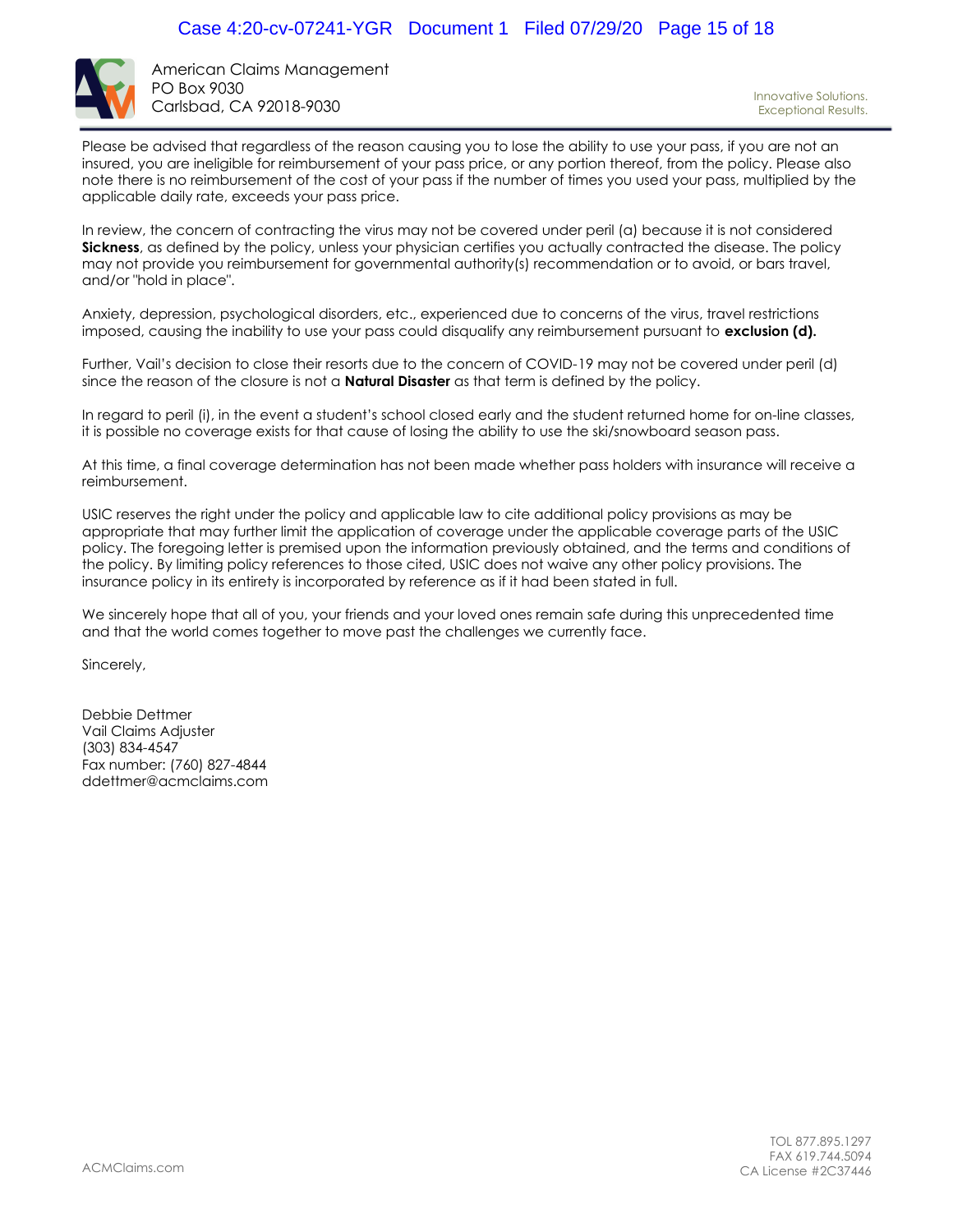American Claims Management
PO Box 9030
Carlsbad, CA 92018-9030

Innovative Solutions.
Exceptional Results.

Please be advised that regardless of the reason causing you to lose the ability to use your pass, if you are not an insured, you are ineligible for reimbursement of your pass price, or any portion thereof, from the policy. Please also note there is no reimbursement of the cost of your pass if the number of times you used your pass, multiplied by the applicable daily rate, exceeds your pass price.

In review, the concern of contracting the virus may not be covered under peril (a) because it is not considered **Sickness**, as defined by the policy, unless your physician certifies you actually contracted the disease. The policy may not provide you reimbursement for governmental authority(s) recommendation or to avoid, or bars travel, and/or "hold in place".

Anxiety, depression, psychological disorders, etc., experienced due to concerns of the virus, travel restrictions imposed, causing the inability to use your pass could disqualify any reimbursement pursuant to **exclusion (d).**

Further, Vail's decision to close their resorts due to the concern of COVID-19 may not be covered under peril (d) since the reason of the closure is not a **Natural Disaster** as that term is defined by the policy.

In regard to peril (i), in the event a student's school closed early and the student returned home for on-line classes, it is possible no coverage exists for that cause of losing the ability to use the ski/snowboard season pass.

At this time, a final coverage determination has not been made whether pass holders with insurance will receive a reimbursement.

USIC reserves the right under the policy and applicable law to cite additional policy provisions as may be appropriate that may further limit the application of coverage under the applicable coverage parts of the USIC policy. The foregoing letter is premised upon the information previously obtained, and the terms and conditions of the policy. By limiting policy references to those cited, USIC does not waive any other policy provisions. The insurance policy in its entirety is incorporated by reference as if it had been stated in full.

We sincerely hope that all of you, your friends and your loved ones remain safe during this unprecedented time and that the world comes together to move past the challenges we currently face.

Sincerely,

Debbie Dettmer
Vail Claims Adjuster
(303) 834-4547
Fax number: (760) 827-4844
ddettmer@acmclaims.com

ACMClaims.com

TOL 877.895.1297
FAX 619.744.5094
CA License #2C37446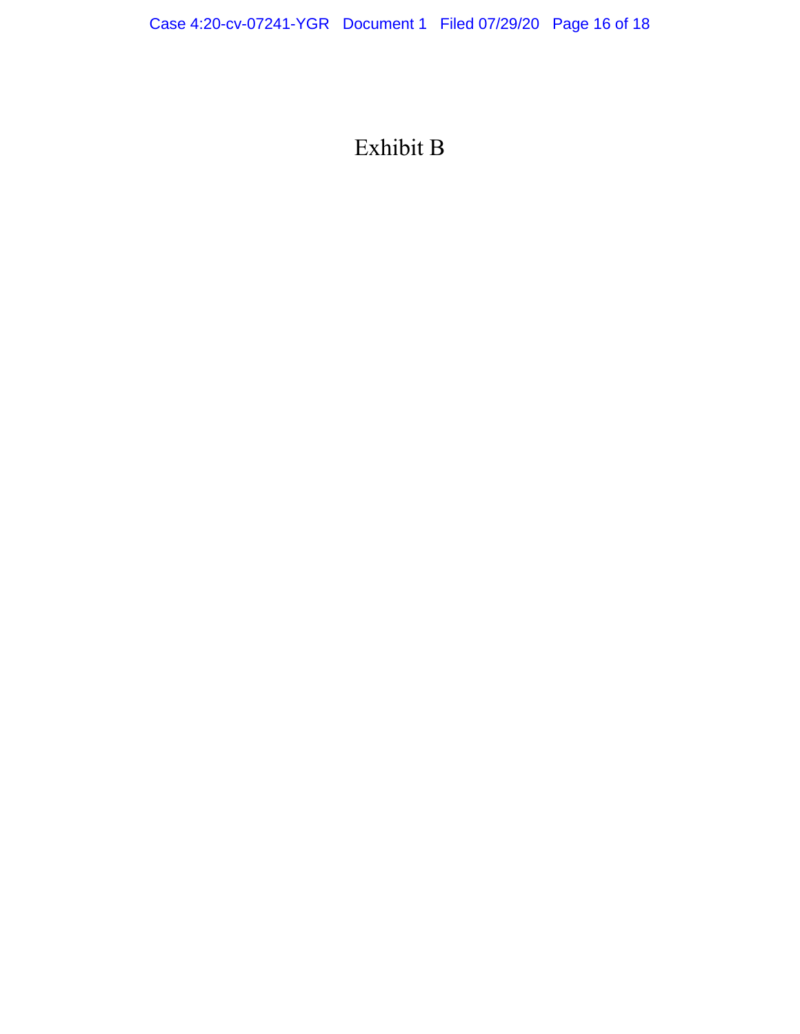# Exhibit B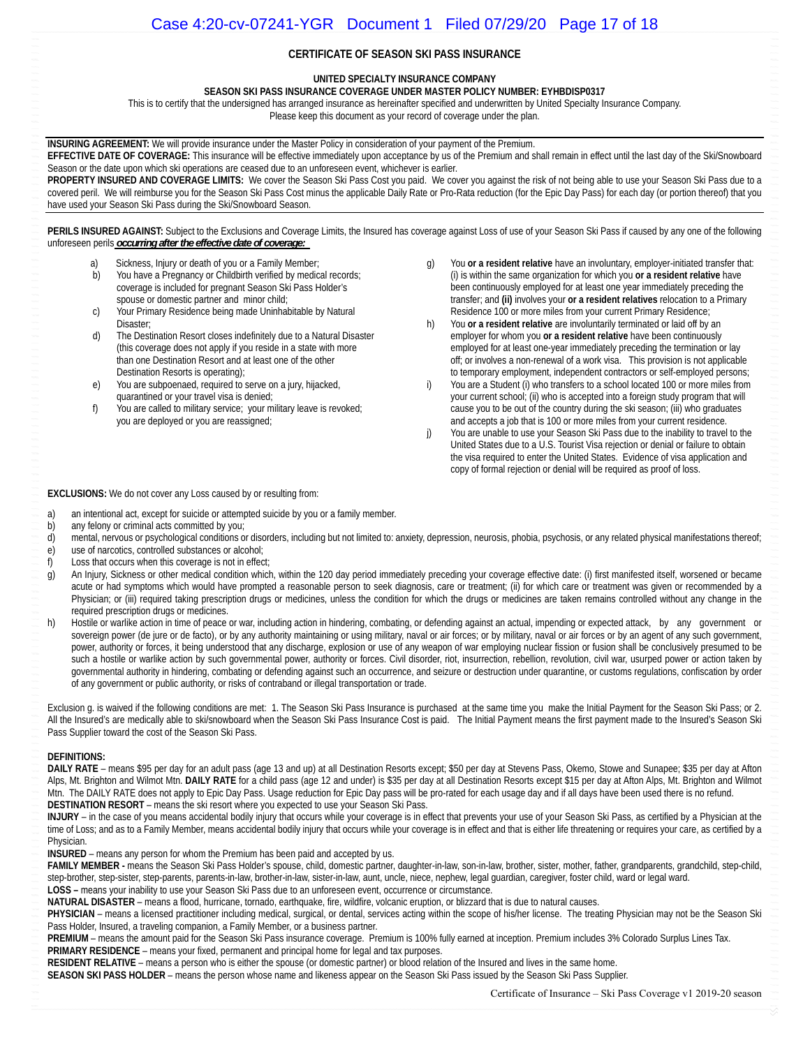## CERTIFICATE OF SEASON SKI PASS INSURANCE

**UNITED SPECIALTY INSURANCE COMPANY**

**SEASON SKI PASS INSURANCE COVERAGE UNDER MASTER POLICY NUMBER: EYHBDISP0317**

This is to certify that the undersigned has arranged insurance as hereinafter specified and underwritten by United Specialty Insurance Company.
Please keep this document as your record of coverage under the plan.

**INSURING AGREEMENT:** We will provide insurance under the Master Policy in consideration of your payment of the Premium.
**EFFECTIVE DATE OF COVERAGE:** This insurance will be effective immediately upon acceptance by us of the Premium and shall remain in effect until the last day of the Ski/Snowboard Season or the date upon which ski operations are ceased due to an unforeseen event, whichever is earlier.
**PROPERTY INSURED AND COVERAGE LIMITS:** We cover the Season Ski Pass Cost you paid. We cover you against the risk of not being able to use your Season Ski Pass due to a covered peril. We will reimburse you for the Season Ski Pass Cost minus the applicable Daily Rate or Pro-Rata reduction (for the Epic Day Pass) for each day (or portion thereof) that you have used your Season Ski Pass during the Ski/Snowboard Season.

**PERILS INSURED AGAINST:** Subject to the Exclusions and Coverage Limits, the Insured has coverage against Loss of use of your Season Ski Pass if caused by any one of the following unforeseen perils ***occurring after the effective date of coverage:***

a) Sickness, Injury or death of you or a Family Member;
b) You have a Pregnancy or Childbirth verified by medical records; coverage is included for pregnant Season Ski Pass Holder's spouse or domestic partner and minor child;
c) Your Primary Residence being made Uninhabitable by Natural Disaster;
d) The Destination Resort closes indefinitely due to a Natural Disaster (this coverage does not apply if you reside in a state with more than one Destination Resort and at least one of the other Destination Resorts is operating);
e) You are subpoenaed, required to serve on a jury, hijacked, quarantined or your travel visa is denied;
f) You are called to military service; your military leave is revoked; you are deployed or you are reassigned;
g) You **or a resident relative** have an involuntary, employer-initiated transfer that: (i) is within the same organization for which you **or a resident relative** have been continuously employed for at least one year immediately preceding the transfer; and **(ii)** involves your **or a resident relatives** relocation to a Primary Residence 100 or more miles from your current Primary Residence;
h) You **or a resident relative** are involuntarily terminated or laid off by an employer for whom you **or a resident relative** have been continuously employed for at least one-year immediately preceding the termination or lay off; or involves a non-renewal of a work visa. This provision is not applicable to temporary employment, independent contractors or self-employed persons;
i) You are a Student (i) who transfers to a school located 100 or more miles from your current school; (ii) who is accepted into a foreign study program that will cause you to be out of the country during the ski season; (iii) who graduates and accepts a job that is 100 or more miles from your current residence.
j) You are unable to use your Season Ski Pass due to the inability to travel to the United States due to a U.S. Tourist Visa rejection or denial or failure to obtain the visa required to enter the United States. Evidence of visa application and copy of formal rejection or denial will be required as proof of loss.

**EXCLUSIONS:** We do not cover any Loss caused by or resulting from:

a) an intentional act, except for suicide or attempted suicide by you or a family member.
b) any felony or criminal acts committed by you;
d) mental, nervous or psychological conditions or disorders, including but not limited to: anxiety, depression, neurosis, phobia, psychosis, or any related physical manifestations thereof;
e) use of narcotics, controlled substances or alcohol;
f) Loss that occurs when this coverage is not in effect;
g) An Injury, Sickness or other medical condition which, within the 120 day period immediately preceding your coverage effective date: (i) first manifested itself, worsened or became acute or had symptoms which would have prompted a reasonable person to seek diagnosis, care or treatment; (ii) for which care or treatment was given or recommended by a Physician; or (iii) required taking prescription drugs or medicines, unless the condition for which the drugs or medicines are taken remains controlled without any change in the required prescription drugs or medicines.
h) Hostile or warlike action in time of peace or war, including action in hindering, combating, or defending against an actual, impending or expected attack, by any government or sovereign power (de jure or de facto), or by any authority maintaining or using military, naval or air forces; or by military, naval or air forces or by an agent of any such government, power, authority or forces, it being understood that any discharge, explosion or use of any weapon of war employing nuclear fission or fusion shall be conclusively presumed to be such a hostile or warlike action by such governmental power, authority or forces. Civil disorder, riot, insurrection, rebellion, revolution, civil war, usurped power or action taken by governmental authority in hindering, combating or defending against such an occurrence, and seizure or destruction under quarantine, or customs regulations, confiscation by order of any government or public authority, or risks of contraband or illegal transportation or trade.

Exclusion g. is waived if the following conditions are met: 1. The Season Ski Pass Insurance is purchased at the same time you make the Initial Payment for the Season Ski Pass; or 2. All the Insured's are medically able to ski/snowboard when the Season Ski Pass Insurance Cost is paid. The Initial Payment means the first payment made to the Insured's Season Ski Pass Supplier toward the cost of the Season Ski Pass.

**DEFINITIONS:**
**DAILY RATE** – means $95 per day for an adult pass (age 13 and up) at all Destination Resorts except; $50 per day at Stevens Pass, Okemo, Stowe and Sunapee; $35 per day at Afton Alps, Mt. Brighton and Wilmot Mtn. **DAILY RATE** for a child pass (age 12 and under) is $35 per day at all Destination Resorts except $15 per day at Afton Alps, Mt. Brighton and Wilmot Mtn. The DAILY RATE does not apply to Epic Day Pass. Usage reduction for Epic Day pass will be pro-rated for each usage day and if all days have been used there is no refund.
**DESTINATION RESORT** – means the ski resort where you expected to use your Season Ski Pass.
**INJURY** – in the case of you means accidental bodily injury that occurs while your coverage is in effect that prevents your use of your Season Ski Pass, as certified by a Physician at the time of Loss; and as to a Family Member, means accidental bodily injury that occurs while your coverage is in effect and that is either life threatening or requires your care, as certified by a Physician.
**INSURED** – means any person for whom the Premium has been paid and accepted by us.
**FAMILY MEMBER -** means the Season Ski Pass Holder's spouse, child, domestic partner, daughter-in-law, son-in-law, brother, sister, mother, father, grandparents, grandchild, step-child, step-brother, step-sister, step-parents, parents-in-law, brother-in-law, sister-in-law, aunt, uncle, niece, nephew, legal guardian, caregiver, foster child, ward or legal ward.
**LOSS –** means your inability to use your Season Ski Pass due to an unforeseen event, occurrence or circumstance.
**NATURAL DISASTER** – means a flood, hurricane, tornado, earthquake, fire, wildfire, volcanic eruption, or blizzard that is due to natural causes.
**PHYSICIAN** – means a licensed practitioner including medical, surgical, or dental, services acting within the scope of his/her license. The treating Physician may not be the Season Ski Pass Holder, Insured, a traveling companion, a Family Member, or a business partner.
**PREMIUM** – means the amount paid for the Season Ski Pass insurance coverage. Premium is 100% fully earned at inception. Premium includes 3% Colorado Surplus Lines Tax.
**PRIMARY RESIDENCE** – means your fixed, permanent and principal home for legal and tax purposes.
**RESIDENT RELATIVE** – means a person who is either the spouse (or domestic partner) or blood relation of the Insured and lives in the same home.
**SEASON SKI PASS HOLDER** – means the person whose name and likeness appear on the Season Ski Pass issued by the Season Ski Pass Supplier.

Certificate of Insurance – Ski Pass Coverage v1 2019-20 season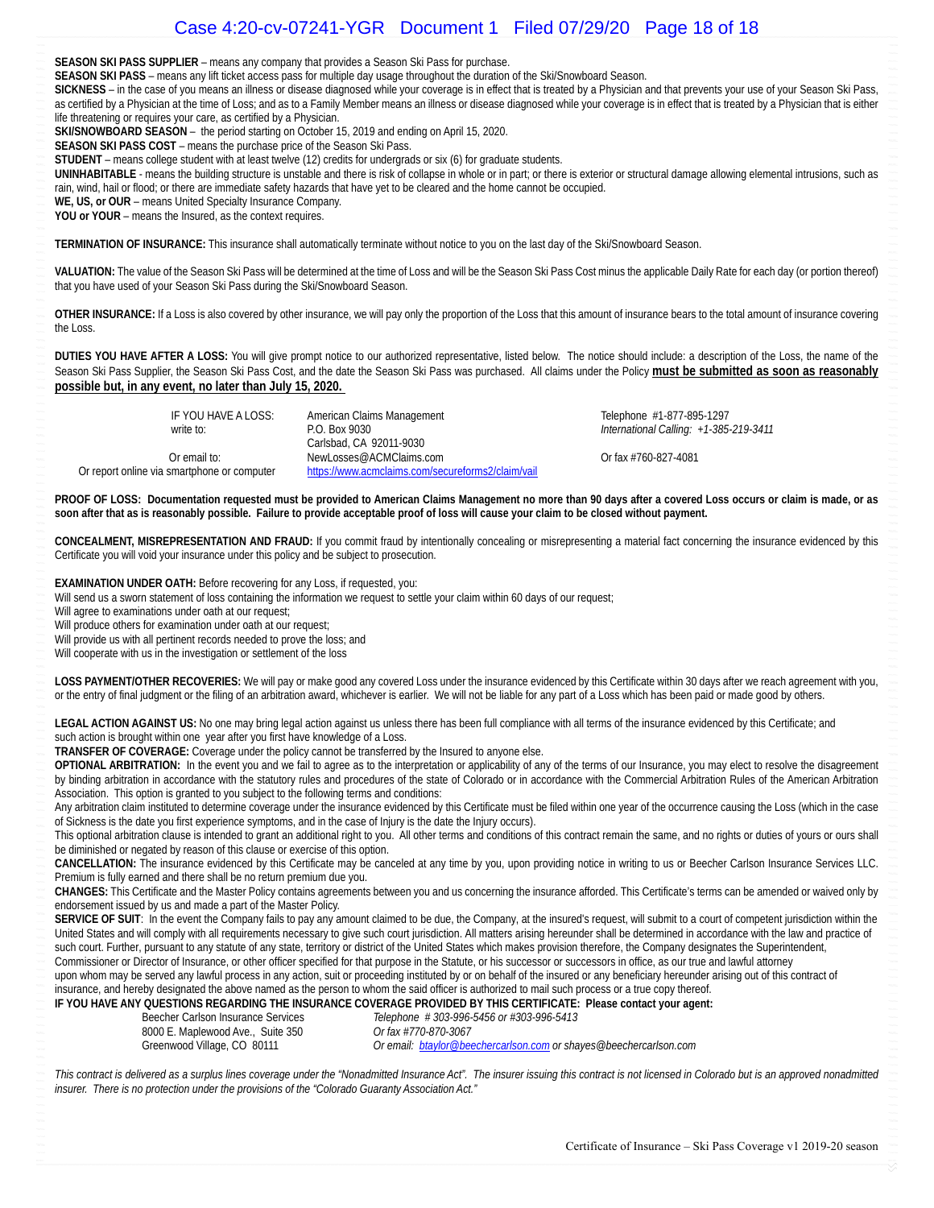**SEASON SKI PASS SUPPLIER** – means any company that provides a Season Ski Pass for purchase.
**SEASON SKI PASS** – means any lift ticket access pass for multiple day usage throughout the duration of the Ski/Snowboard Season.
**SICKNESS** – in the case of you means an illness or disease diagnosed while your coverage is in effect that is treated by a Physician and that prevents your use of your Season Ski Pass, as certified by a Physician at the time of Loss; and as to a Family Member means an illness or disease diagnosed while your coverage is in effect that is treated by a Physician that is either life threatening or requires your care, as certified by a Physician.
**SKI/SNOWBOARD SEASON** – the period starting on October 15, 2019 and ending on April 15, 2020.
**SEASON SKI PASS COST** – means the purchase price of the Season Ski Pass.
**STUDENT** – means college student with at least twelve (12) credits for undergrads or six (6) for graduate students.
**UNINHABITABLE** - means the building structure is unstable and there is risk of collapse in whole or in part; or there is exterior or structural damage allowing elemental intrusions, such as rain, wind, hail or flood; or there are immediate safety hazards that have yet to be cleared and the home cannot be occupied.
**WE, US, or OUR** – means United Specialty Insurance Company.
**YOU or YOUR** – means the Insured, as the context requires.

**TERMINATION OF INSURANCE:** This insurance shall automatically terminate without notice to you on the last day of the Ski/Snowboard Season.

**VALUATION:** The value of the Season Ski Pass will be determined at the time of Loss and will be the Season Ski Pass Cost minus the applicable Daily Rate for each day (or portion thereof) that you have used of your Season Ski Pass during the Ski/Snowboard Season.

**OTHER INSURANCE:** If a Loss is also covered by other insurance, we will pay only the proportion of the Loss that this amount of insurance bears to the total amount of insurance covering the Loss.

**DUTIES YOU HAVE AFTER A LOSS:** You will give prompt notice to our authorized representative, listed below. The notice should include: a description of the Loss, the name of the Season Ski Pass Supplier, the Season Ski Pass Cost, and the date the Season Ski Pass was purchased. All claims under the Policy **must be submitted as soon as reasonably possible but, in any event, no later than July 15, 2020.**

| | | |
|---|---|---|
| IF YOU HAVE A LOSS: write to: | American Claims Management<br>P.O. Box 9030<br>Carlsbad, CA 92011-9030 | Telephone #1-877-895-1297<br>*International Calling: +1-385-219-3411* |
| Or email to: | NewLosses@ACMClaims.com | Or fax #760-827-4081 |
| Or report online via smartphone or computer | https://www.acmclaims.com/secureforms2/claim/vail | |

**PROOF OF LOSS: Documentation requested must be provided to American Claims Management no more than 90 days after a covered Loss occurs or claim is made, or as soon after that as is reasonably possible. Failure to provide acceptable proof of loss will cause your claim to be closed without payment.**

**CONCEALMENT, MISREPRESENTATION AND FRAUD:** If you commit fraud by intentionally concealing or misrepresenting a material fact concerning the insurance evidenced by this Certificate you will void your insurance under this policy and be subject to prosecution.

**EXAMINATION UNDER OATH:** Before recovering for any Loss, if requested, you:
Will send us a sworn statement of loss containing the information we request to settle your claim within 60 days of our request;
Will agree to examinations under oath at our request;
Will produce others for examination under oath at our request;
Will provide us with all pertinent records needed to prove the loss; and
Will cooperate with us in the investigation or settlement of the loss

**LOSS PAYMENT/OTHER RECOVERIES:** We will pay or make good any covered Loss under the insurance evidenced by this Certificate within 30 days after we reach agreement with you, or the entry of final judgment or the filing of an arbitration award, whichever is earlier. We will not be liable for any part of a Loss which has been paid or made good by others.

**LEGAL ACTION AGAINST US:** No one may bring legal action against us unless there has been full compliance with all terms of the insurance evidenced by this Certificate; and such action is brought within one year after you first have knowledge of a Loss.
**TRANSFER OF COVERAGE:** Coverage under the policy cannot be transferred by the Insured to anyone else.
**OPTIONAL ARBITRATION:** In the event you and we fail to agree as to the interpretation or applicability of any of the terms of our Insurance, you may elect to resolve the disagreement by binding arbitration in accordance with the statutory rules and procedures of the state of Colorado or in accordance with the Commercial Arbitration Rules of the American Arbitration Association. This option is granted to you subject to the following terms and conditions:
Any arbitration claim instituted to determine coverage under the insurance evidenced by this Certificate must be filed within one year of the occurrence causing the Loss (which in the case of Sickness is the date you first experience symptoms, and in the case of Injury is the date the Injury occurs).
This optional arbitration clause is intended to grant an additional right to you. All other terms and conditions of this contract remain the same, and no rights or duties of yours or ours shall be diminished or negated by reason of this clause or exercise of this option.
**CANCELLATION:** The insurance evidenced by this Certificate may be canceled at any time by you, upon providing notice in writing to us or Beecher Carlson Insurance Services LLC. Premium is fully earned and there shall be no return premium due you.
**CHANGES:** This Certificate and the Master Policy contains agreements between you and us concerning the insurance afforded. This Certificate's terms can be amended or waived only by endorsement issued by us and made a part of the Master Policy.
**SERVICE OF SUIT**: In the event the Company fails to pay any amount claimed to be due, the Company, at the insured's request, will submit to a court of competent jurisdiction within the United States and will comply with all requirements necessary to give such court jurisdiction. All matters arising hereunder shall be determined in accordance with the law and practice of such court. Further, pursuant to any statute of any state, territory or district of the United States which makes provision therefore, the Company designates the Superintendent, Commissioner or Director of Insurance, or other officer specified for that purpose in the Statute, or his successor or successors in office, as our true and lawful attorney upon whom may be served any lawful process in any action, suit or proceeding instituted by or on behalf of the insured or any beneficiary hereunder arising out of this contract of insurance, and hereby designated the above named as the person to whom the said officer is authorized to mail such process or a true copy thereof.
**IF YOU HAVE ANY QUESTIONS REGARDING THE INSURANCE COVERAGE PROVIDED BY THIS CERTIFICATE: Please contact your agent:**

| | |
|---|---|
| Beecher Carlson Insurance Services<br>8000 E. Maplewood Ave., Suite 350<br>Greenwood Village, CO 80111 | *Telephone # 303-996-5456 or #303-996-5413*<br>*Or fax #770-870-3067*<br>*Or email: btaylor@beechercarlson.com or shayes@beechercarlson.com* |

*This contract is delivered as a surplus lines coverage under the "Nonadmitted Insurance Act". The insurer issuing this contract is not licensed in Colorado but is an approved nonadmitted insurer. There is no protection under the provisions of the "Colorado Guaranty Association Act."*

Certificate of Insurance – Ski Pass Coverage v1 2019-20 season